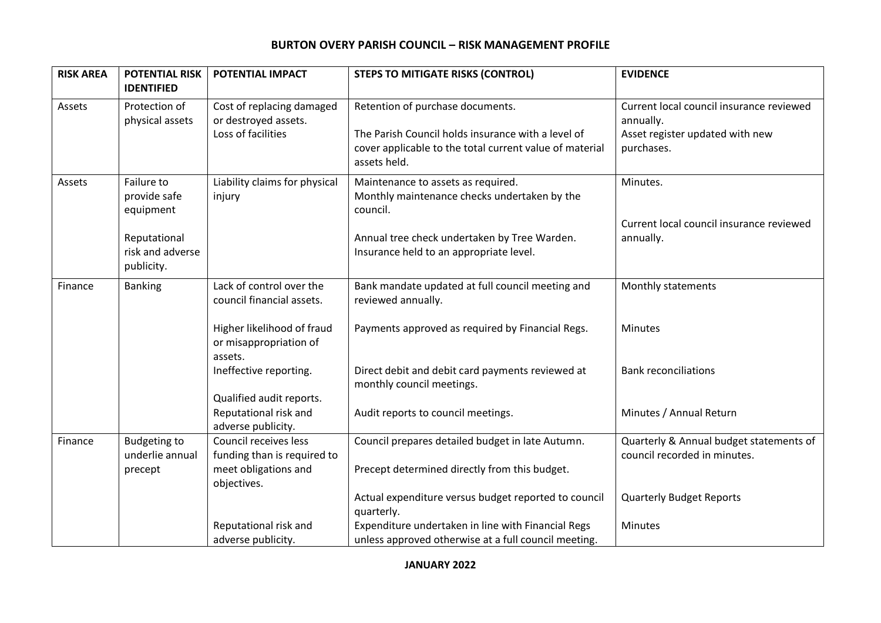# BURTON OVERY PARISH COUNCIL – RISK MANAGEMENT PROFILE

| RISK AREA | POTENTIAL RISK IDENTIFIED | POTENTIAL IMPACT | STEPS TO MITIGATE RISKS (CONTROL) | EVIDENCE |
|---|---|---|---|---|
| Assets | Protection of physical assets | Cost of replacing damaged or destroyed assets.<br>Loss of facilities | Retention of purchase documents.<br><br>The Parish Council holds insurance with a level of cover applicable to the total current value of material assets held. | Current local council insurance reviewed annually.<br>Asset register updated with new purchases. |
| Assets | Failure to provide safe equipment<br><br>Reputational risk and adverse publicity. | Liability claims for physical injury | Maintenance to assets as required.<br>Monthly maintenance checks undertaken by the council.<br><br>Annual tree check undertaken by Tree Warden.<br>Insurance held to an appropriate level. | Minutes.<br><br>Current local council insurance reviewed annually. |
| Finance | Banking | Lack of control over the council financial assets.<br><br>Higher likelihood of fraud or misappropriation of assets.<br>Ineffective reporting.<br><br>Qualified audit reports.<br>Reputational risk and adverse publicity. | Bank mandate updated at full council meeting and reviewed annually.<br><br>Payments approved as required by Financial Regs.<br><br>Direct debit and debit card payments reviewed at monthly council meetings.<br><br>Audit reports to council meetings. | Monthly statements<br><br>Minutes<br><br>Bank reconciliations<br><br>Minutes / Annual Return |
| Finance | Budgeting to underlie annual precept | Council receives less funding than is required to meet obligations and objectives.<br><br>Reputational risk and adverse publicity. | Council prepares detailed budget in late Autumn.<br><br>Precept determined directly from this budget.<br><br>Actual expenditure versus budget reported to council quarterly.<br>Expenditure undertaken in line with Financial Regs unless approved otherwise at a full council meeting. | Quarterly & Annual budget statements of council recorded in minutes.<br><br>Quarterly Budget Reports<br><br>Minutes |

**JANUARY 2022**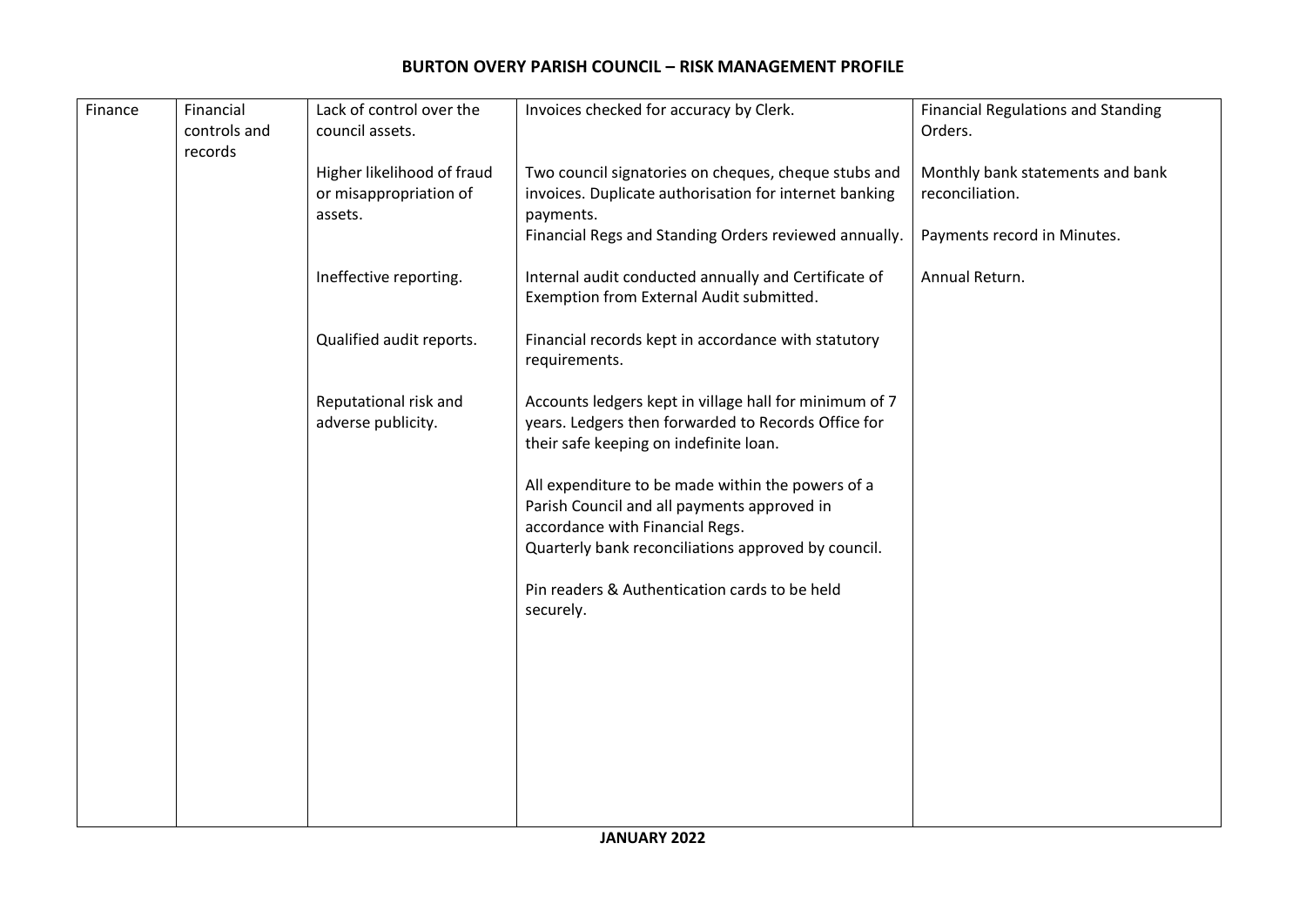**BURTON OVERY PARISH COUNCIL – RISK MANAGEMENT PROFILE**

| | | | | |
|---|---|---|---|---|
| Finance | Financial controls and records | Lack of control over the council assets.<br><br>Higher likelihood of fraud or misappropriation of assets.<br><br>Ineffective reporting.<br><br>Qualified audit reports.<br><br>Reputational risk and adverse publicity. | Invoices checked for accuracy by Clerk.<br><br>Two council signatories on cheques, cheque stubs and invoices. Duplicate authorisation for internet banking payments.<br>Financial Regs and Standing Orders reviewed annually.<br><br>Internal audit conducted annually and Certificate of Exemption from External Audit submitted.<br><br>Financial records kept in accordance with statutory requirements.<br><br>Accounts ledgers kept in village hall for minimum of 7 years. Ledgers then forwarded to Records Office for their safe keeping on indefinite loan.<br><br>All expenditure to be made within the powers of a Parish Council and all payments approved in accordance with Financial Regs.<br>Quarterly bank reconciliations approved by council.<br><br>Pin readers & Authentication cards to be held securely. | Financial Regulations and Standing Orders.<br><br>Monthly bank statements and bank reconciliation.<br><br>Payments record in Minutes.<br><br>Annual Return. |

**JANUARY 2022**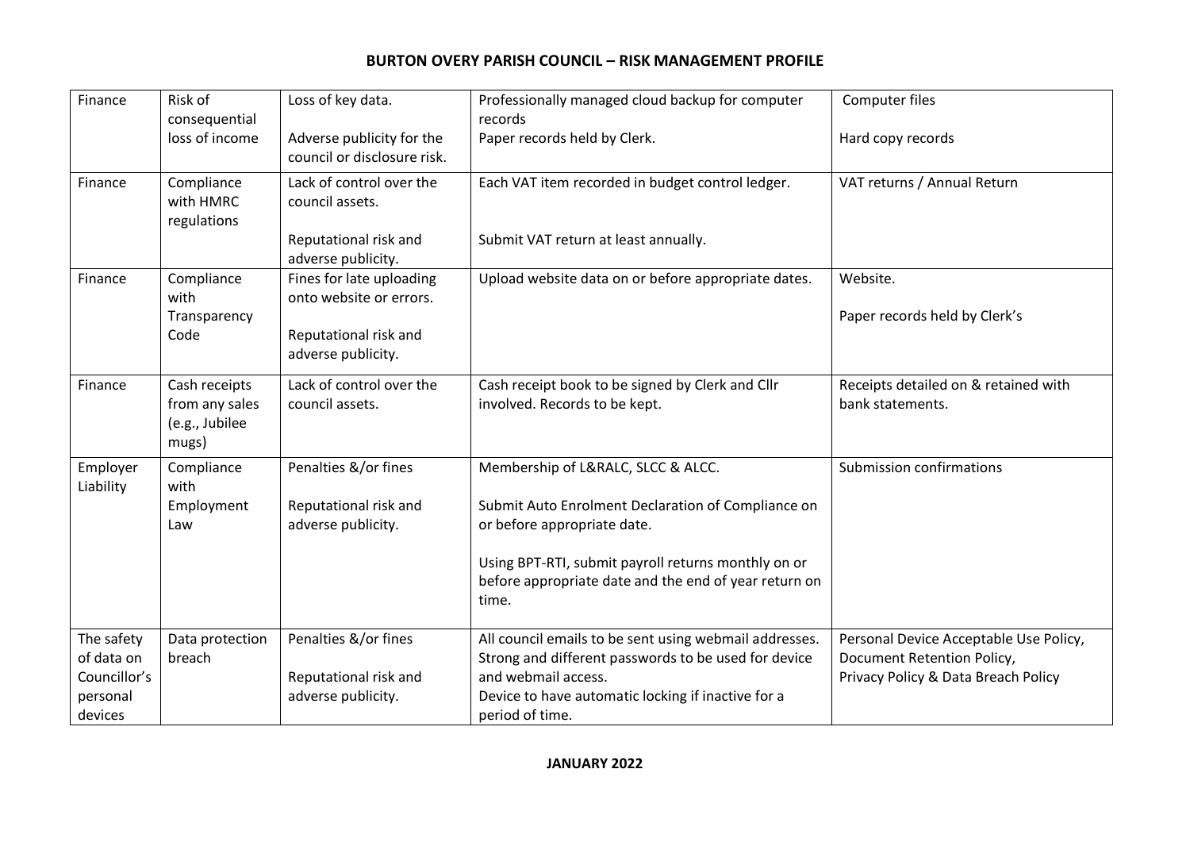**BURTON OVERY PARISH COUNCIL – RISK MANAGEMENT PROFILE**

| | | | | |
|---|---|---|---|---|
| Finance | Risk of consequential loss of income | Loss of key data.<br><br>Adverse publicity for the council or disclosure risk. | Professionally managed cloud backup for computer records<br>Paper records held by Clerk. | Computer files<br><br>Hard copy records |
| Finance | Compliance with HMRC regulations | Lack of control over the council assets.<br><br>Reputational risk and adverse publicity. | Each VAT item recorded in budget control ledger.<br><br>Submit VAT return at least annually. | VAT returns / Annual Return |
| Finance | Compliance with Transparency Code | Fines for late uploading onto website or errors.<br><br>Reputational risk and adverse publicity. | Upload website data on or before appropriate dates. | Website.<br><br>Paper records held by Clerk's |
| Finance | Cash receipts from any sales (e.g., Jubilee mugs) | Lack of control over the council assets. | Cash receipt book to be signed by Clerk and Cllr involved. Records to be kept. | Receipts detailed on & retained with bank statements. |
| Employer Liability | Compliance with Employment Law | Penalties &/or fines<br><br>Reputational risk and adverse publicity. | Membership of L&RALC, SLCC & ALCC.<br><br>Submit Auto Enrolment Declaration of Compliance on or before appropriate date.<br><br>Using BPT-RTI, submit payroll returns monthly on or before appropriate date and the end of year return on time. | Submission confirmations |
| The safety of data on Councillor's personal devices | Data protection breach | Penalties &/or fines<br><br>Reputational risk and adverse publicity. | All council emails to be sent using webmail addresses.<br>Strong and different passwords to be used for device and webmail access.<br>Device to have automatic locking if inactive for a period of time. | Personal Device Acceptable Use Policy,<br>Document Retention Policy,<br>Privacy Policy & Data Breach Policy |

**JANUARY 2022**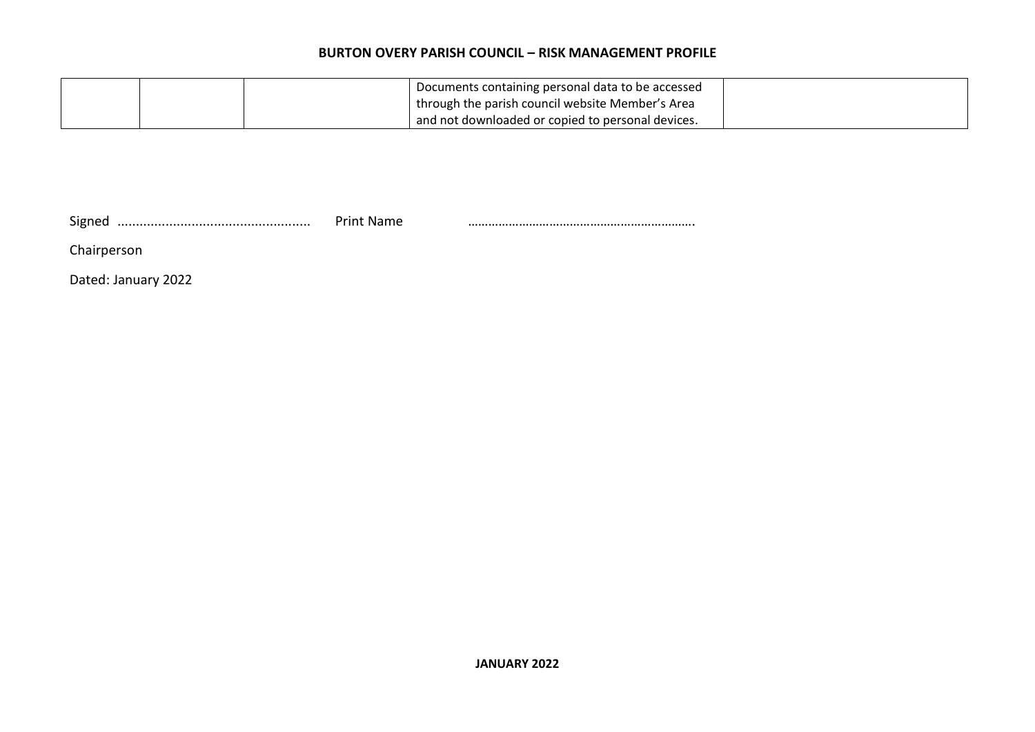| | | | | |
|---|---|---|---|---|
| | | | Documents containing personal data to be accessed through the parish council website Member's Area and not downloaded or copied to personal devices. | |

Signed .................................................... Print Name ………………………………………………………….

Chairperson

Dated: January 2022